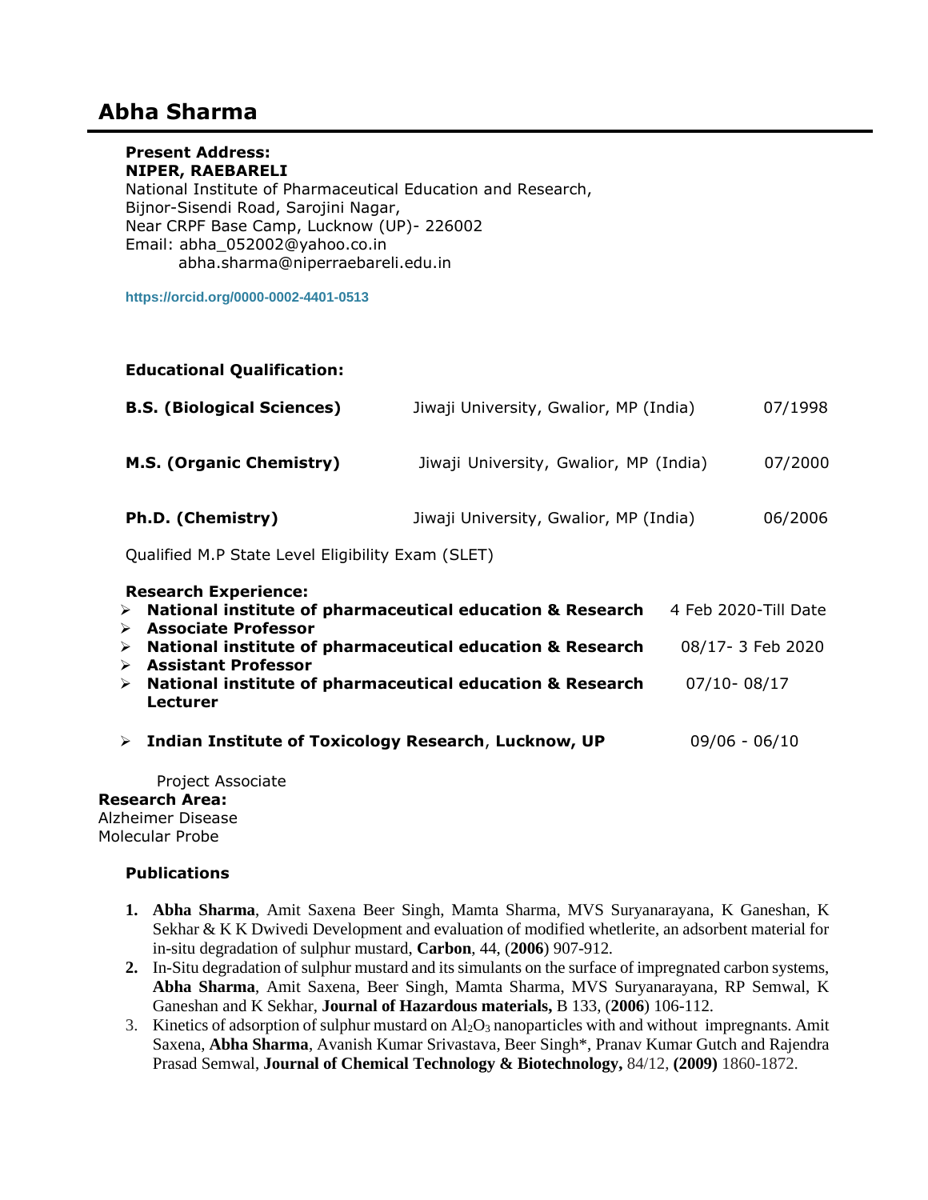# Abha Sharma

**Present Address:**
**NIPER, RAEBARELI**
National Institute of Pharmaceutical Education and Research,
Bijnor-Sisendi Road, Sarojini Nagar,
Near CRPF Base Camp, Lucknow (UP)- 226002
Email: abha_052002@yahoo.co.in
abha.sharma@niperraebareli.edu.in

https://orcid.org/0000-0002-4401-0513

**Educational Qualification:**

| | | |
|---|---|---|
| **B.S. (Biological Sciences)** | Jiwaji University, Gwalior, MP (India) | 07/1998 |
| **M.S. (Organic Chemistry)** | Jiwaji University, Gwalior, MP (India) | 07/2000 |
| **Ph.D. (Chemistry)** | Jiwaji University, Gwalior, MP (India) | 06/2006 |

Qualified M.P State Level Eligibility Exam (SLET)

**Research Experience:**

- **National institute of pharmaceutical education & Research** 4 Feb 2020-Till Date
- **Associate Professor**
- **National institute of pharmaceutical education & Research** 08/17- 3 Feb 2020
- **Assistant Professor**
- **National institute of pharmaceutical education & Research** 07/10- 08/17
  **Lecturer**
- **Indian Institute of Toxicology Research**, **Lucknow, UP** 09/06 - 06/10

  Project Associate

**Research Area:**
Alzheimer Disease
Molecular Probe

**Publications**

1. **Abha Sharma**, Amit Saxena Beer Singh, Mamta Sharma, MVS Suryanarayana, K Ganeshan, K Sekhar & K K Dwivedi Development and evaluation of modified whetlerite, an adsorbent material for in-situ degradation of sulphur mustard, **Carbon**, 44, (**2006**) 907-912.
2. In-Situ degradation of sulphur mustard and its simulants on the surface of impregnated carbon systems, **Abha Sharma**, Amit Saxena, Beer Singh, Mamta Sharma, MVS Suryanarayana, RP Semwal, K Ganeshan and K Sekhar, **Journal of Hazardous materials,** B 133, (**2006**) 106-112.
3. Kinetics of adsorption of sulphur mustard on $Al_2O_3$ nanoparticles with and without impregnants. Amit Saxena, **Abha Sharma**, Avanish Kumar Srivastava, Beer Singh*, Pranav Kumar Gutch and Rajendra Prasad Semwal, **Journal of Chemical Technology & Biotechnology,** 84/12, **(2009)** 1860-1872.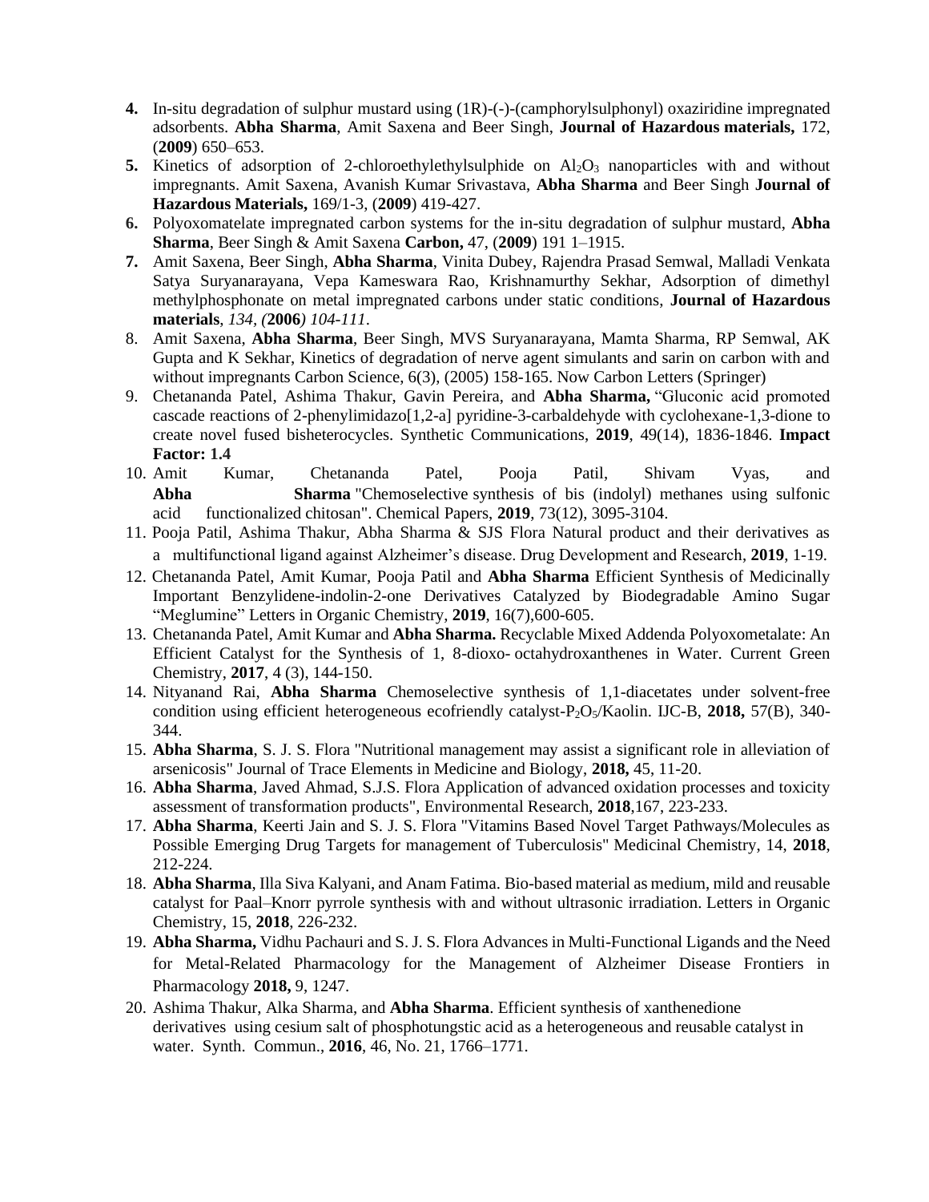4. In-situ degradation of sulphur mustard using (1R)-(-)-(camphorylsulphonyl) oxaziridine impregnated adsorbents. **Abha Sharma**, Amit Saxena and Beer Singh, **Journal of Hazardous materials,** 172, (**2009**) 650–653.
5. Kinetics of adsorption of 2-chloroethylethylsulphide on $Al_2O_3$ nanoparticles with and without impregnants. Amit Saxena, Avanish Kumar Srivastava, **Abha Sharma** and Beer Singh **Journal of Hazardous Materials,** 169/1-3, (**2009**) 419-427.
6. Polyoxomatelate impregnated carbon systems for the in-situ degradation of sulphur mustard, **Abha Sharma**, Beer Singh & Amit Saxena **Carbon,** 47, (**2009**) 191 1–1915.
7. Amit Saxena, Beer Singh, **Abha Sharma**, Vinita Dubey, Rajendra Prasad Semwal, Malladi Venkata Satya Suryanarayana, Vepa Kameswara Rao, Krishnamurthy Sekhar, Adsorption of dimethyl methylphosphonate on metal impregnated carbons under static conditions, **Journal of Hazardous materials**, *134, (***2006***) 104-111*.
8. Amit Saxena, **Abha Sharma**, Beer Singh, MVS Suryanarayana, Mamta Sharma, RP Semwal, AK Gupta and K Sekhar, Kinetics of degradation of nerve agent simulants and sarin on carbon with and without impregnants Carbon Science, 6(3), (2005) 158-165. Now Carbon Letters (Springer)
9. Chetananda Patel, Ashima Thakur, Gavin Pereira, and **Abha Sharma,** "Gluconic acid promoted cascade reactions of 2-phenylimidazo[1,2-a] pyridine-3-carbaldehyde with cyclohexane-1,3-dione to create novel fused bisheterocycles. Synthetic Communications, **2019**, 49(14), 1836-1846. **Impact Factor: 1.4**
10. Amit Kumar, Chetananda Patel, Pooja Patil, Shivam Vyas, and **Abha Sharma** "Chemoselective synthesis of bis (indolyl) methanes using sulfonic acid functionalized chitosan". Chemical Papers, **2019**, 73(12), 3095-3104.
11. Pooja Patil, Ashima Thakur, Abha Sharma & SJS Flora Natural product and their derivatives as a multifunctional ligand against Alzheimer's disease. Drug Development and Research, **2019**, 1-19.
12. Chetananda Patel, Amit Kumar, Pooja Patil and **Abha Sharma** Efficient Synthesis of Medicinally Important Benzylidene-indolin-2-one Derivatives Catalyzed by Biodegradable Amino Sugar "Meglumine" Letters in Organic Chemistry, **2019**, 16(7),600-605.
13. Chetananda Patel, Amit Kumar and **Abha Sharma.** Recyclable Mixed Addenda Polyoxometalate: An Efficient Catalyst for the Synthesis of 1, 8-dioxo- octahydroxanthenes in Water. Current Green Chemistry, **2017**, 4 (3), 144-150.
14. Nityanand Rai, **Abha Sharma** Chemoselective synthesis of 1,1-diacetates under solvent-free condition using efficient heterogeneous ecofriendly catalyst-$P_2O_5$/Kaolin. IJC-B, **2018,** 57(B), 340-344.
15. **Abha Sharma**, S. J. S. Flora "Nutritional management may assist a significant role in alleviation of arsenicosis" Journal of Trace Elements in Medicine and Biology, **2018,** 45, 11-20.
16. **Abha Sharma**, Javed Ahmad, S.J.S. Flora Application of advanced oxidation processes and toxicity assessment of transformation products", Environmental Research, **2018**,167, 223-233.
17. **Abha Sharma**, Keerti Jain and S. J. S. Flora "Vitamins Based Novel Target Pathways/Molecules as Possible Emerging Drug Targets for management of Tuberculosis" Medicinal Chemistry, 14, **2018**, 212-224.
18. **Abha Sharma**, Illa Siva Kalyani, and Anam Fatima. Bio-based material as medium, mild and reusable catalyst for Paal–Knorr pyrrole synthesis with and without ultrasonic irradiation. Letters in Organic Chemistry, 15, **2018**, 226-232.
19. **Abha Sharma,** Vidhu Pachauri and S. J. S. Flora Advances in Multi-Functional Ligands and the Need for Metal-Related Pharmacology for the Management of Alzheimer Disease Frontiers in Pharmacology **2018,** 9, 1247.
20. Ashima Thakur, Alka Sharma, and **Abha Sharma**. Efficient synthesis of xanthenedione derivatives using cesium salt of phosphotungstic acid as a heterogeneous and reusable catalyst in water. Synth. Commun., **2016**, 46, No. 21, 1766–1771.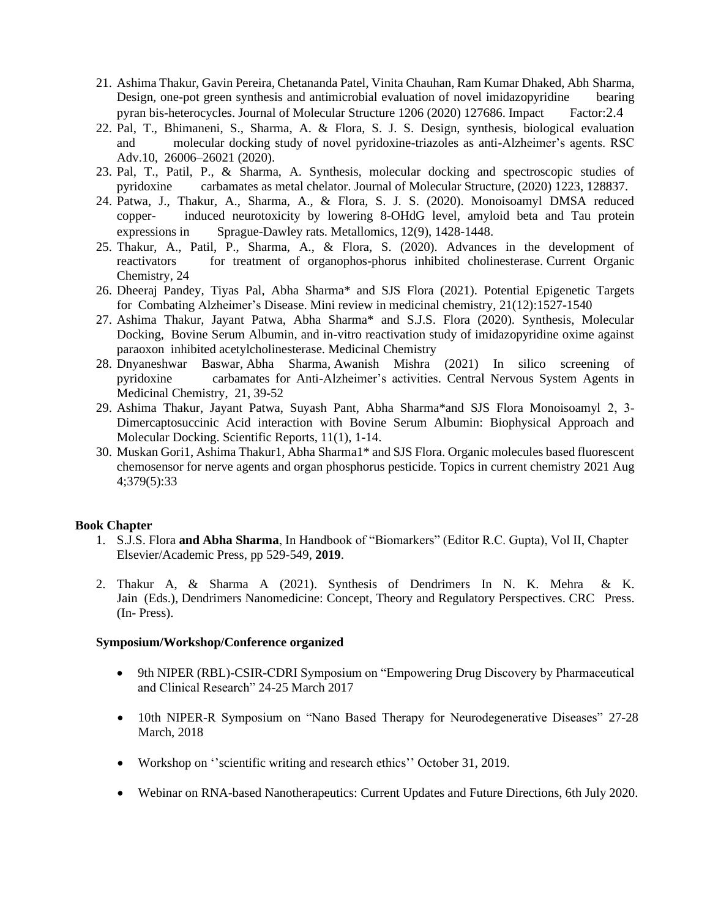21. Ashima Thakur, Gavin Pereira, Chetananda Patel, Vinita Chauhan, Ram Kumar Dhaked, Abh Sharma, Design, one-pot green synthesis and antimicrobial evaluation of novel imidazopyridine bearing pyran bis-heterocycles. Journal of Molecular Structure 1206 (2020) 127686. Impact Factor:2.4
22. Pal, T., Bhimaneni, S., Sharma, A. & Flora, S. J. S. Design, synthesis, biological evaluation and molecular docking study of novel pyridoxine-triazoles as anti-Alzheimer's agents. RSC Adv.10, 26006–26021 (2020).
23. Pal, T., Patil, P., & Sharma, A. Synthesis, molecular docking and spectroscopic studies of pyridoxine carbamates as metal chelator. Journal of Molecular Structure, (2020) 1223, 128837.
24. Patwa, J., Thakur, A., Sharma, A., & Flora, S. J. S. (2020). Monoisoamyl DMSA reduced copper- induced neurotoxicity by lowering 8-OHdG level, amyloid beta and Tau protein expressions in Sprague-Dawley rats. Metallomics, 12(9), 1428-1448.
25. Thakur, A., Patil, P., Sharma, A., & Flora, S. (2020). Advances in the development of reactivators for treatment of organophos-phorus inhibited cholinesterase. Current Organic Chemistry, 24
26. Dheeraj Pandey, Tiyas Pal, Abha Sharma* and SJS Flora (2021). Potential Epigenetic Targets for Combating Alzheimer's Disease. Mini review in medicinal chemistry, 21(12):1527-1540
27. Ashima Thakur, Jayant Patwa, Abha Sharma* and S.J.S. Flora (2020). Synthesis, Molecular Docking, Bovine Serum Albumin, and in-vitro reactivation study of imidazopyridine oxime against paraoxon inhibited acetylcholinesterase. Medicinal Chemistry
28. Dnyaneshwar Baswar, Abha Sharma, Awanish Mishra (2021) In silico screening of pyridoxine carbamates for Anti-Alzheimer's activities. Central Nervous System Agents in Medicinal Chemistry, 21, 39-52
29. Ashima Thakur, Jayant Patwa, Suyash Pant, Abha Sharma*and SJS Flora Monoisoamyl 2, 3-Dimercaptosuccinic Acid interaction with Bovine Serum Albumin: Biophysical Approach and Molecular Docking. Scientific Reports, 11(1), 1-14.
30. Muskan Gori1, Ashima Thakur1, Abha Sharma1* and SJS Flora. Organic molecules based fluorescent chemosensor for nerve agents and organ phosphorus pesticide. Topics in current chemistry 2021 Aug 4;379(5):33

### Book Chapter

1. S.J.S. Flora **and Abha Sharma**, In Handbook of "Biomarkers" (Editor R.C. Gupta), Vol II, Chapter Elsevier/Academic Press, pp 529-549, **2019**.

2. Thakur A, & Sharma A (2021). Synthesis of Dendrimers In N. K. Mehra & K. Jain (Eds.), Dendrimers Nanomedicine: Concept, Theory and Regulatory Perspectives. CRC Press. (In- Press).

### Symposium/Workshop/Conference organized

- 9th NIPER (RBL)-CSIR-CDRI Symposium on "Empowering Drug Discovery by Pharmaceutical and Clinical Research" 24-25 March 2017

- 10th NIPER-R Symposium on "Nano Based Therapy for Neurodegenerative Diseases" 27-28 March, 2018

- Workshop on ''scientific writing and research ethics'' October 31, 2019.

- Webinar on RNA-based Nanotherapeutics: Current Updates and Future Directions, 6th July 2020.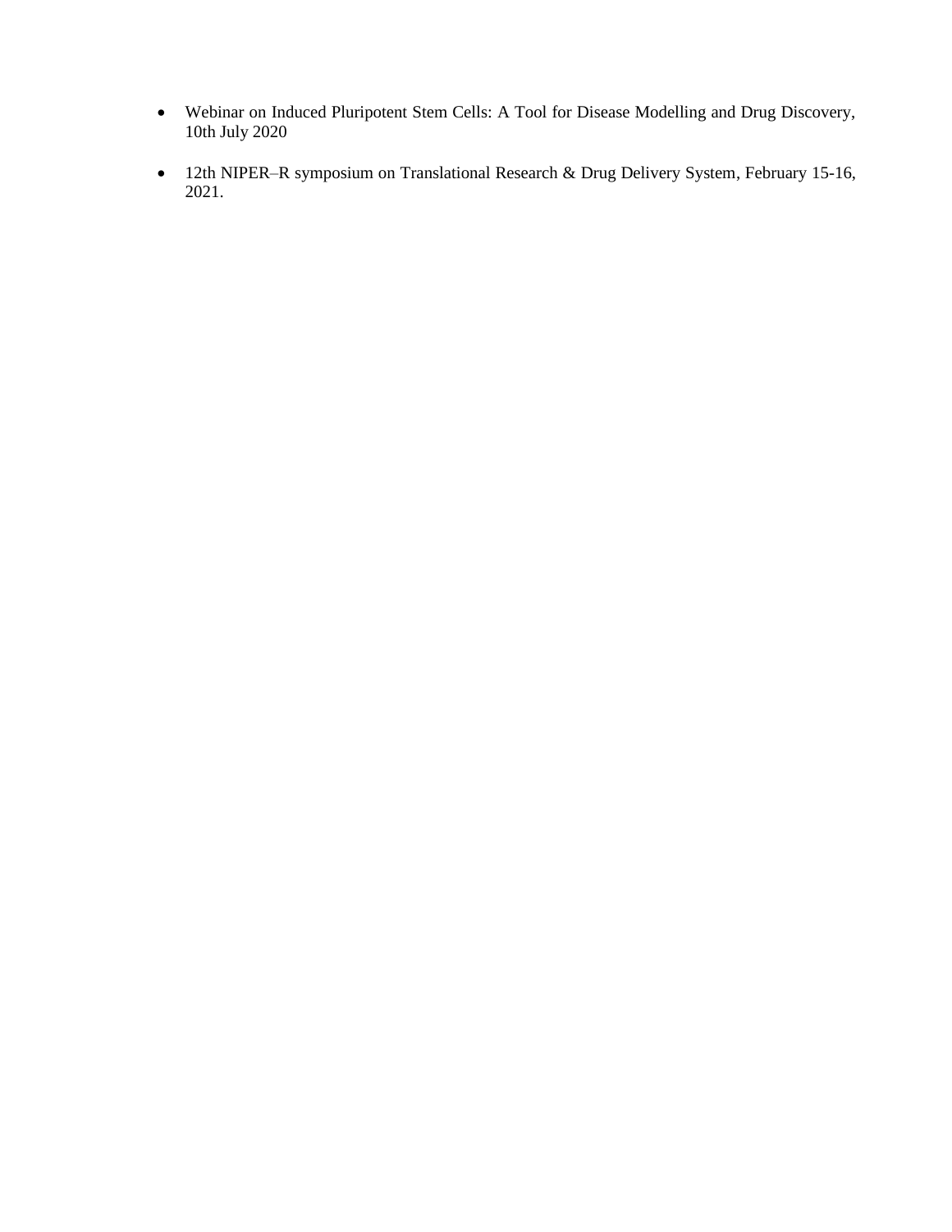- Webinar on Induced Pluripotent Stem Cells: A Tool for Disease Modelling and Drug Discovery, 10th July 2020
- 12th NIPER–R symposium on Translational Research & Drug Delivery System, February 15-16, 2021.